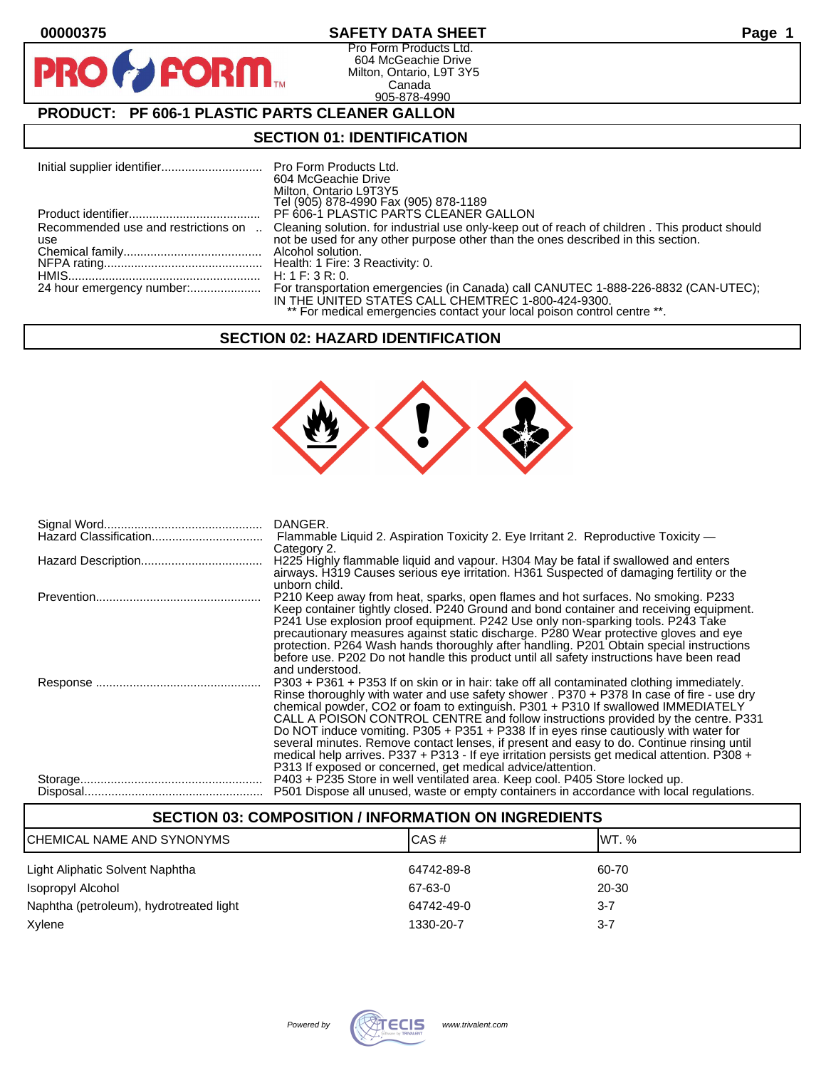00000375

# SAFETY DATA SHEET

Pro Form Products Ltd.
604 McGeachie Drive
Milton, Ontario, L9T 3Y5
Canada
905-878-4990

## PRODUCT: PF 606-1 PLASTIC PARTS CLEANER GALLON

## SECTION 01: IDENTIFICATION

| | |
|---|---|
| Initial supplier identifier | Pro Form Products Ltd.<br>604 McGeachie Drive<br>Milton, Ontario L9T3Y5<br>Tel (905) 878-4990 Fax (905) 878-1189 |
| Product identifier | PF 606-1 PLASTIC PARTS CLEANER GALLON |
| Recommended use and restrictions on use | Cleaning solution. for industrial use only-keep out of reach of children . This product should not be used for any other purpose other than the ones described in this section. |
| Chemical family | Alcohol solution. |
| NFPA rating | Health: 1 Fire: 3 Reactivity: 0. |
| HMIS | H: 1 F: 3 R: 0. |
| 24 hour emergency number: | For transportation emergencies (in Canada) call CANUTEC 1-888-226-8832 (CAN-UTEC); IN THE UNITED STATES CALL CHEMTREC 1-800-424-9300.<br>** For medical emergencies contact your local poison control centre **. |

## SECTION 02: HAZARD IDENTIFICATION

| | |
|---|---|
| Signal Word | DANGER. |
| Hazard Classification | Flammable Liquid 2. Aspiration Toxicity 2. Eye Irritant 2. Reproductive Toxicity — Category 2. |
| Hazard Description | H225 Highly flammable liquid and vapour. H304 May be fatal if swallowed and enters airways. H319 Causes serious eye irritation. H361 Suspected of damaging fertility or the unborn child. |
| Prevention | P210 Keep away from heat, sparks, open flames and hot surfaces. No smoking. P233 Keep container tightly closed. P240 Ground and bond container and receiving equipment. P241 Use explosion proof equipment. P242 Use only non-sparking tools. P243 Take precautionary measures against static discharge. P280 Wear protective gloves and eye protection. P264 Wash hands thoroughly after handling. P201 Obtain special instructions before use. P202 Do not handle this product until all safety instructions have been read and understood. |
| Response | P303 + P361 + P353 If on skin or in hair: take off all contaminated clothing immediately. Rinse thoroughly with water and use safety shower . P370 + P378 In case of fire - use dry chemical powder, CO2 or foam to extinguish. P301 + P310 If swallowed IMMEDIATELY CALL A POISON CONTROL CENTRE and follow instructions provided by the centre. P331 Do NOT induce vomiting. P305 + P351 + P338 If in eyes rinse cautiously with water for several minutes. Remove contact lenses, if present and easy to do. Continue rinsing until medical help arrives. P337 + P313 - If eye irritation persists get medical attention. P308 + P313 If exposed or concerned, get medical advice/attention. |
| Storage | P403 + P235 Store in well ventilated area. Keep cool. P405 Store locked up. |
| Disposal | P501 Dispose all unused, waste or empty containers in accordance with local regulations. |

## SECTION 03: COMPOSITION / INFORMATION ON INGREDIENTS

| CHEMICAL NAME AND SYNONYMS | CAS # | WT. % |
|---|---|---|
| Light Aliphatic Solvent Naphtha | 64742-89-8 | 60-70 |
| Isopropyl Alcohol | 67-63-0 | 20-30 |
| Naphtha (petroleum), hydrotreated light | 64742-49-0 | 3-7 |
| Xylene | 1330-20-7 | 3-7 |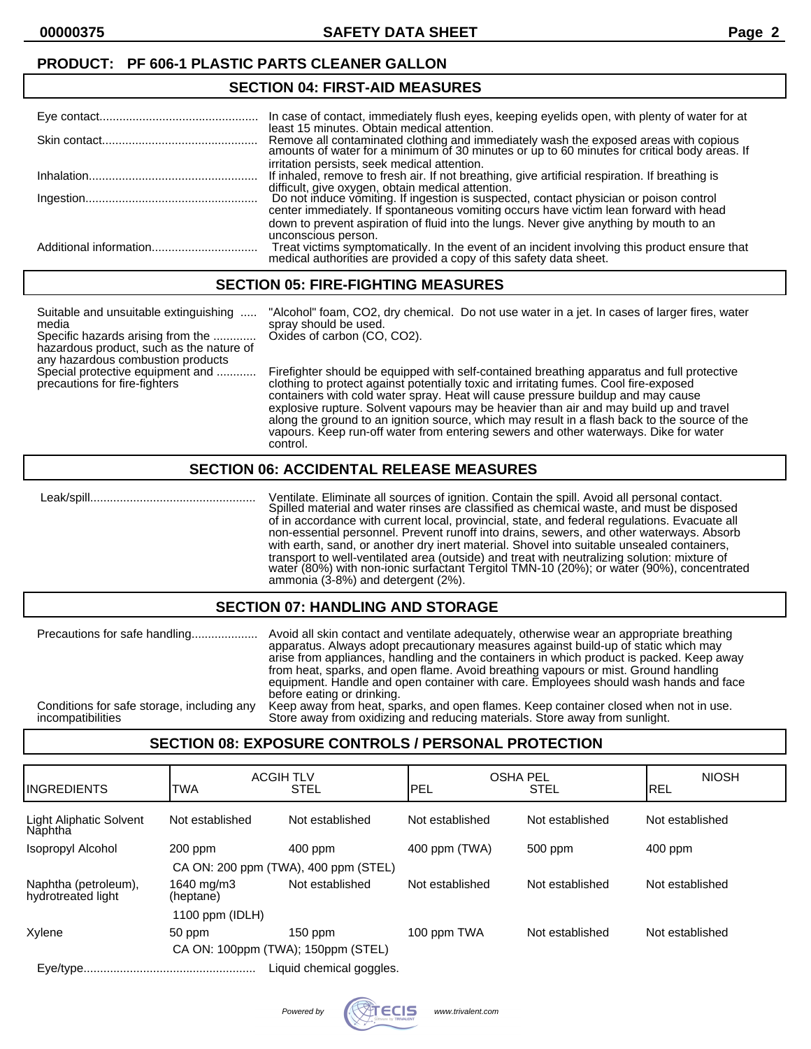**PRODUCT: PF 606-1 PLASTIC PARTS CLEANER GALLON**

## SECTION 04: FIRST-AID MEASURES

| | |
|---|---|
| Eye contact | In case of contact, immediately flush eyes, keeping eyelids open, with plenty of water for at least 15 minutes. Obtain medical attention. |
| Skin contact | Remove all contaminated clothing and immediately wash the exposed areas with copious amounts of water for a minimum of 30 minutes or up to 60 minutes for critical body areas. If irritation persists, seek medical attention. |
| Inhalation | If inhaled, remove to fresh air. If not breathing, give artificial respiration. If breathing is difficult, give oxygen, obtain medical attention. |
| Ingestion | Do not induce vomiting. If ingestion is suspected, contact physician or poison control center immediately. If spontaneous vomiting occurs have victim lean forward with head down to prevent aspiration of fluid into the lungs. Never give anything by mouth to an unconscious person. |
| Additional information | Treat victims symptomatically. In the event of an incident involving this product ensure that medical authorities are provided a copy of this safety data sheet. |

## SECTION 05: FIRE-FIGHTING MEASURES

| | |
|---|---|
| Suitable and unsuitable extinguishing media | "Alcohol" foam, $CO_2$, dry chemical. Do not use water in a jet. In cases of larger fires, water spray should be used. |
| Specific hazards arising from the hazardous product, such as the nature of any hazardous combustion products | Oxides of carbon (CO, $CO_2$). |
| Special protective equipment and precautions for fire-fighters | Firefighter should be equipped with self-contained breathing apparatus and full protective clothing to protect against potentially toxic and irritating fumes. Cool fire-exposed containers with cold water spray. Heat will cause pressure buildup and may cause explosive rupture. Solvent vapours may be heavier than air and may build up and travel along the ground to an ignition source, which may result in a flash back to the source of the vapours. Keep run-off water from entering sewers and other waterways. Dike for water control. |

## SECTION 06: ACCIDENTAL RELEASE MEASURES

| | |
|---|---|
| Leak/spill | Ventilate. Eliminate all sources of ignition. Contain the spill. Avoid all personal contact. Spilled material and water rinses are classified as chemical waste, and must be disposed of in accordance with current local, provincial, state, and federal regulations. Evacuate all non-essential personnel. Prevent runoff into drains, sewers, and other waterways. Absorb with earth, sand, or another dry inert material. Shovel into suitable unsealed containers, transport to well-ventilated area (outside) and treat with neutralizing solution: mixture of water (80%) with non-ionic surfactant Tergitol TMN-10 (20%); or water (90%), concentrated ammonia (3-8%) and detergent (2%). |

## SECTION 07: HANDLING AND STORAGE

| | |
|---|---|
| Precautions for safe handling | Avoid all skin contact and ventilate adequately, otherwise wear an appropriate breathing apparatus. Always adopt precautionary measures against build-up of static which may arise from appliances, handling and the containers in which product is packed. Keep away from heat, sparks, and open flame. Avoid breathing vapours or mist. Ground handling equipment. Handle and open container with care. Employees should wash hands and face before eating or drinking. |
| Conditions for safe storage, including any incompatibilities | Keep away from heat, sparks, and open flames. Keep container closed when not in use. Store away from oxidizing and reducing materials. Store away from sunlight. |

## SECTION 08: EXPOSURE CONTROLS / PERSONAL PROTECTION

| INGREDIENTS | ACGIH TLV TWA | ACGIH TLV STEL | OSHA PEL PEL | OSHA PEL STEL | NIOSH REL |
|---|---|---|---|---|---|
| Light Aliphatic Solvent Naphtha | Not established | Not established | Not established | Not established | Not established |
| Isopropyl Alcohol | 200 ppm | 400 ppm | 400 ppm (TWA) | 500 ppm | 400 ppm |
| | CA ON: 200 ppm (TWA), 400 ppm (STEL) | | | | |
| Naphtha (petroleum), hydrotreated light | 1640 mg/m3 (heptane) | Not established | Not established | Not established | Not established |
| | 1100 ppm (IDLH) | | | | |
| Xylene | 50 ppm | 150 ppm | 100 ppm TWA | Not established | Not established |
| | CA ON: 100ppm (TWA); 150ppm (STEL) | | | | |

| | |
|---|---|
| Eye/type | Liquid chemical goggles. |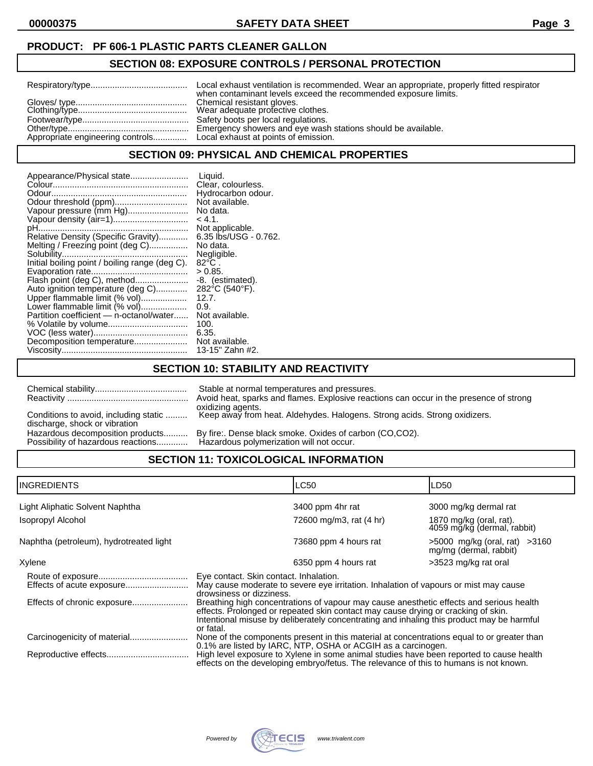**PRODUCT: PF 606-1 PLASTIC PARTS CLEANER GALLON**

## SECTION 08: EXPOSURE CONTROLS / PERSONAL PROTECTION

| | |
|---|---|
| Respiratory/type | Local exhaust ventilation is recommended. Wear an appropriate, properly fitted respirator when contaminant levels exceed the recommended exposure limits. |
| Gloves/ type | Chemical resistant gloves. |
| Clothing/type | Wear adequate protective clothes. |
| Footwear/type | Safety boots per local regulations. |
| Other/type | Emergency showers and eye wash stations should be available. |
| Appropriate engineering controls | Local exhaust at points of emission. |

## SECTION 09: PHYSICAL AND CHEMICAL PROPERTIES

| | |
|---|---|
| Appearance/Physical state | Liquid. |
| Colour | Clear, colourless. |
| Odour | Hydrocarbon odour. |
| Odour threshold (ppm) | Not available. |
| Vapour pressure (mm Hg) | No data. |
| Vapour density (air=1) | < 4.1. |
| pH | Not applicable. |
| Relative Density (Specific Gravity) | 6.35 lbs/USG - 0.762. |
| Melting / Freezing point (deg C) | No data. |
| Solubility | Negligible. |
| Initial boiling point / boiling range (deg C). | 82°C . |
| Evaporation rate | > 0.85. |
| Flash point (deg C), method | -8. (estimated). |
| Auto ignition temperature (deg C) | 282°C (540°F). |
| Upper flammable limit (% vol) | 12.7. |
| Lower flammable limit (% vol) | 0.9. |
| Partition coefficient — n-octanol/water | Not available. |
| % Volatile by volume | 100. |
| VOC (less water) | 6.35. |
| Decomposition temperature | Not available. |
| Viscosity | 13-15" Zahn #2. |

## SECTION 10: STABILITY AND REACTIVITY

| | |
|---|---|
| Chemical stability | Stable at normal temperatures and pressures. |
| Reactivity | Avoid heat, sparks and flames. Explosive reactions can occur in the presence of strong oxidizing agents. |
| Conditions to avoid, including static discharge, shock or vibration | Keep away from heat. Aldehydes. Halogens. Strong acids. Strong oxidizers. |
| Hazardous decomposition products | By fire:. Dense black smoke. Oxides of carbon (CO,CO2). |
| Possibility of hazardous reactions | Hazardous polymerization will not occur. |

## SECTION 11: TOXICOLOGICAL INFORMATION

| INGREDIENTS | LC50 | LD50 |
|---|---|---|
| Light Aliphatic Solvent Naphtha | 3400 ppm 4hr rat | 3000 mg/kg dermal rat |
| Isopropyl Alcohol | 72600 mg/m3, rat (4 hr) | 1870 mg/kg (oral, rat). 4059 mg/kg (dermal, rabbit) |
| Naphtha (petroleum), hydrotreated light | 73680 ppm 4 hours rat | >5000 mg/kg (oral, rat) >3160 mg/mg (dermal, rabbit) |
| Xylene | 6350 ppm 4 hours rat | >3523 mg/kg rat oral |

| | |
|---|---|
| Route of exposure | Eye contact. Skin contact. Inhalation. |
| Effects of acute exposure | May cause moderate to severe eye irritation. Inhalation of vapours or mist may cause drowsiness or dizziness. |
| Effects of chronic exposure | Breathing high concentrations of vapour may cause anesthetic effects and serious health effects. Prolonged or repeated skin contact may cause drying or cracking of skin. Intentional misuse by deliberately concentrating and inhaling this product may be harmful or fatal. |
| Carcinogenicity of material | None of the components present in this material at concentrations equal to or greater than 0.1% are listed by IARC, NTP, OSHA or ACGIH as a carcinogen. |
| Reproductive effects | High level exposure to Xylene in some animal studies have been reported to cause health effects on the developing embryo/fetus. The relevance of this to humans is not known. |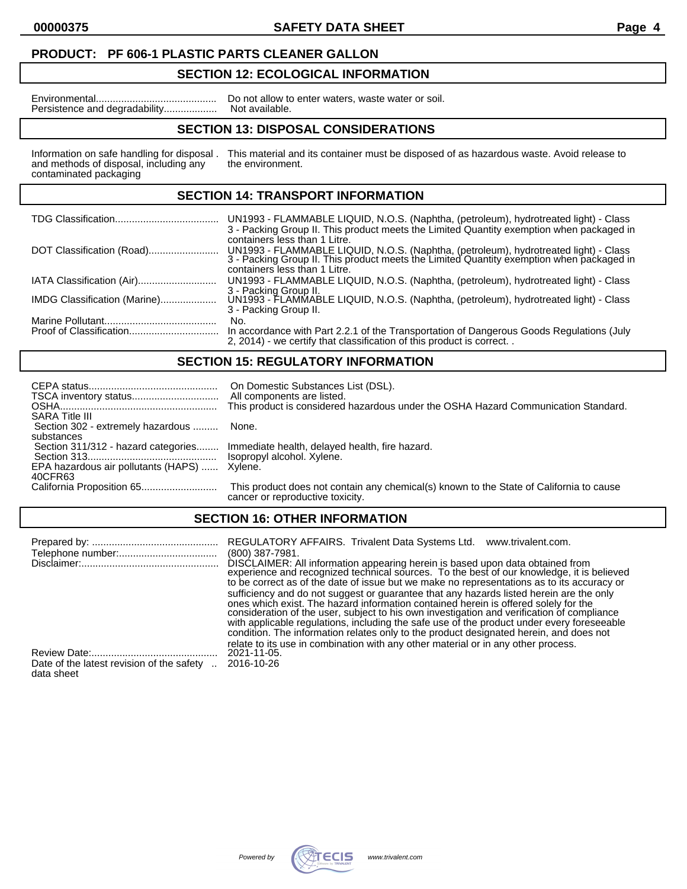**PRODUCT: PF 606-1 PLASTIC PARTS CLEANER GALLON**

## SECTION 12: ECOLOGICAL INFORMATION

| | |
|---|---|
| Environmental | Do not allow to enter waters, waste water or soil. |
| Persistence and degradability | Not available. |

## SECTION 13: DISPOSAL CONSIDERATIONS

| | |
|---|---|
| Information on safe handling for disposal and methods of disposal, including any contaminated packaging | This material and its container must be disposed of as hazardous waste. Avoid release to the environment. |

## SECTION 14: TRANSPORT INFORMATION

| | |
|---|---|
| TDG Classification | UN1993 - FLAMMABLE LIQUID, N.O.S. (Naphtha, (petroleum), hydrotreated light) - Class 3 - Packing Group II. This product meets the Limited Quantity exemption when packaged in containers less than 1 Litre. |
| DOT Classification (Road) | UN1993 - FLAMMABLE LIQUID, N.O.S. (Naphtha, (petroleum), hydrotreated light) - Class 3 - Packing Group II. This product meets the Limited Quantity exemption when packaged in containers less than 1 Litre. |
| IATA Classification (Air) | UN1993 - FLAMMABLE LIQUID, N.O.S. (Naphtha, (petroleum), hydrotreated light) - Class 3 - Packing Group II. |
| IMDG Classification (Marine) | UN1993 - FLAMMABLE LIQUID, N.O.S. (Naphtha, (petroleum), hydrotreated light) - Class 3 - Packing Group II. |
| Marine Pollutant | No. |
| Proof of Classification | In accordance with Part 2.2.1 of the Transportation of Dangerous Goods Regulations (July 2, 2014) - we certify that classification of this product is correct. . |

## SECTION 15: REGULATORY INFORMATION

| | |
|---|---|
| CEPA status | On Domestic Substances List (DSL). |
| TSCA inventory status | All components are listed. |
| OSHA | This product is considered hazardous under the OSHA Hazard Communication Standard. |
| SARA Title III | |
| Section 302 - extremely hazardous substances | None. |
| Section 311/312 - hazard categories | Immediate health, delayed health, fire hazard. |
| Section 313 | Isopropyl alcohol. Xylene. |
| EPA hazardous air pollutants (HAPS) 40CFR63 | Xylene. |
| California Proposition 65 | This product does not contain any chemical(s) known to the State of California to cause cancer or reproductive toxicity. |

## SECTION 16: OTHER INFORMATION

| | |
|---|---|
| Prepared by: | REGULATORY AFFAIRS. Trivalent Data Systems Ltd. www.trivalent.com. |
| Telephone number: | (800) 387-7981. |
| Disclaimer: | DISCLAIMER: All information appearing herein is based upon data obtained from experience and recognized technical sources. To the best of our knowledge, it is believed to be correct as of the date of issue but we make no representations as to its accuracy or sufficiency and do not suggest or guarantee that any hazards listed herein are the only ones which exist. The hazard information contained herein is offered solely for the consideration of the user, subject to his own investigation and verification of compliance with applicable regulations, including the safe use of the product under every foreseeable condition. The information relates only to the product designated herein, and does not relate to its use in combination with any other material or in any other process. |
| Review Date: | 2021-11-05. |
| Date of the latest revision of the safety data sheet | 2016-10-26 |